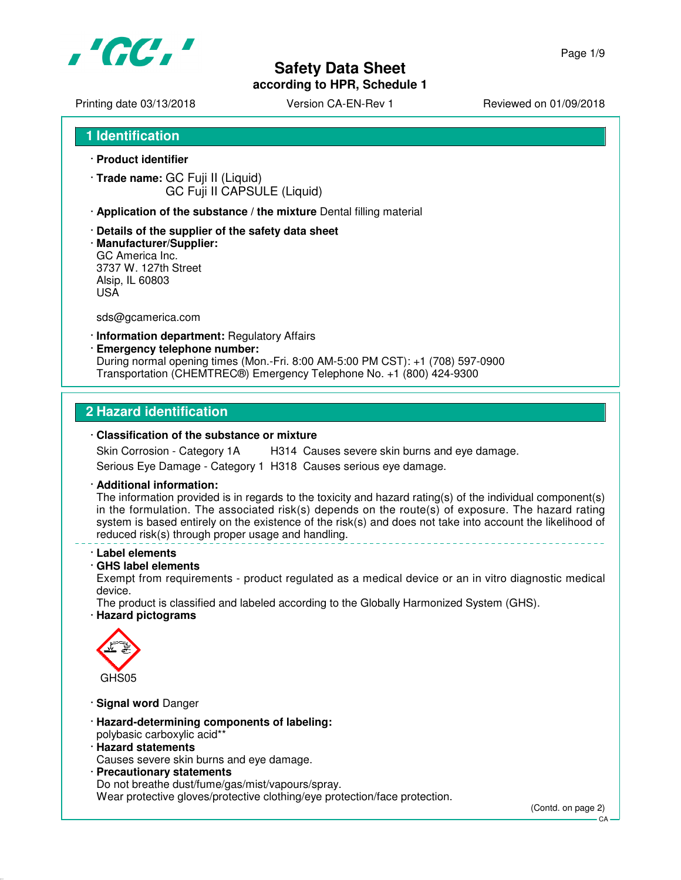# Safety Data Sheet
**according to HPR, Schedule 1**

Printing date 03/13/2018 | Version CA-EN-Rev 1 | Reviewed on 01/09/2018

## 1 Identification

· **Product identifier**

· **Trade name:** GC Fuji II (Liquid)
GC Fuji II CAPSULE (Liquid)

· **Application of the substance / the mixture** Dental filling material

· **Details of the supplier of the safety data sheet**
· **Manufacturer/Supplier:**
GC America Inc.
3737 W. 127th Street
Alsip, IL 60803
USA

sds@gcamerica.com

· **Information department:** Regulatory Affairs
· **Emergency telephone number:**
During normal opening times (Mon.-Fri. 8:00 AM-5:00 PM CST): +1 (708) 597-0900
Transportation (CHEMTREC®) Emergency Telephone No. +1 (800) 424-9300

## 2 Hazard identification

· **Classification of the substance or mixture**

Skin Corrosion - Category 1A H314 Causes severe skin burns and eye damage.
Serious Eye Damage - Category 1 H318 Causes serious eye damage.

· **Additional information:**
The information provided is in regards to the toxicity and hazard rating(s) of the individual component(s) in the formulation. The associated risk(s) depends on the route(s) of exposure. The hazard rating system is based entirely on the existence of the risk(s) and does not take into account the likelihood of reduced risk(s) through proper usage and handling.

· **Label elements**
· **GHS label elements**
Exempt from requirements - product regulated as a medical device or an in vitro diagnostic medical device.
The product is classified and labeled according to the Globally Harmonized System (GHS).
· **Hazard pictograms**

GHS05

· **Signal word** Danger

· **Hazard-determining components of labeling:**
polybasic carboxylic acid**
· **Hazard statements**
Causes severe skin burns and eye damage.
· **Precautionary statements**
Do not breathe dust/fume/gas/mist/vapours/spray.
Wear protective gloves/protective clothing/eye protection/face protection.

(Contd. on page 2)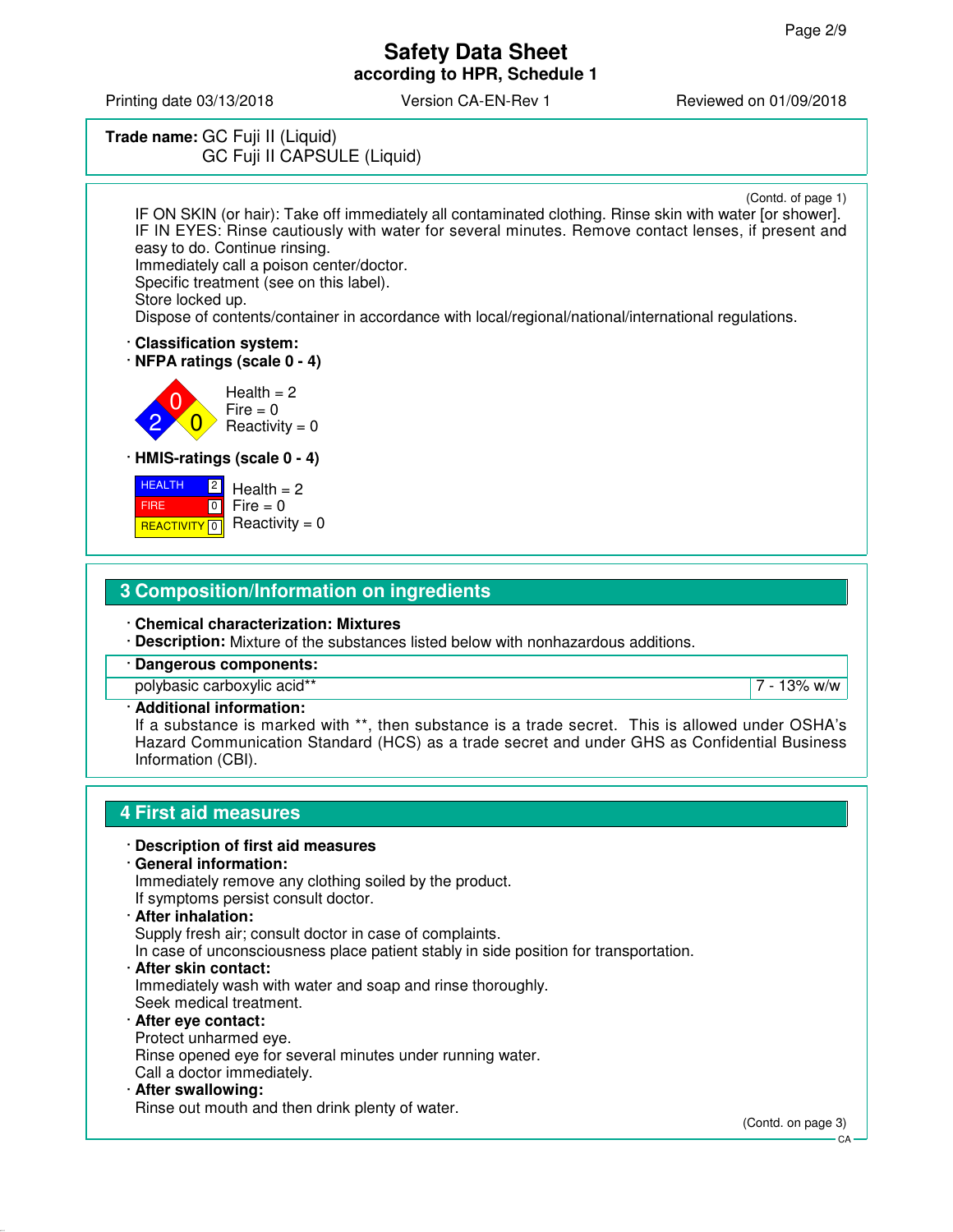**Trade name:** GC Fuji II (Liquid)
GC Fuji II CAPSULE (Liquid)

(Contd. of page 1)

IF ON SKIN (or hair): Take off immediately all contaminated clothing. Rinse skin with water [or shower].
IF IN EYES: Rinse cautiously with water for several minutes. Remove contact lenses, if present and easy to do. Continue rinsing.
Immediately call a poison center/doctor.
Specific treatment (see on this label).
Store locked up.
Dispose of contents/container in accordance with local/regional/national/international regulations.

· **Classification system:**
· **NFPA ratings (scale 0 - 4)**

Health = 2
Fire = 0
Reactivity = 0

· **HMIS-ratings (scale 0 - 4)**

| | |
|---|---|
| HEALTH | 2 |
| FIRE | 0 |
| REACTIVITY | 0 |

Health = 2
Fire = 0
Reactivity = 0

## 3 Composition/Information on ingredients

· **Chemical characterization: Mixtures**
· **Description:** Mixture of the substances listed below with nonhazardous additions.

| · Dangerous components: | |
|---|---|
| polybasic carboxylic acid** | 7 - 13% w/w |

· **Additional information:**
If a substance is marked with **, then substance is a trade secret. This is allowed under OSHA's Hazard Communication Standard (HCS) as a trade secret and under GHS as Confidential Business Information (CBI).

## 4 First aid measures

· **Description of first aid measures**
· **General information:**
Immediately remove any clothing soiled by the product.
If symptoms persist consult doctor.
· **After inhalation:**
Supply fresh air; consult doctor in case of complaints.
In case of unconsciousness place patient stably in side position for transportation.
· **After skin contact:**
Immediately wash with water and soap and rinse thoroughly.
Seek medical treatment.
· **After eye contact:**
Protect unharmed eye.
Rinse opened eye for several minutes under running water.
Call a doctor immediately.
· **After swallowing:**
Rinse out mouth and then drink plenty of water.

(Contd. on page 3)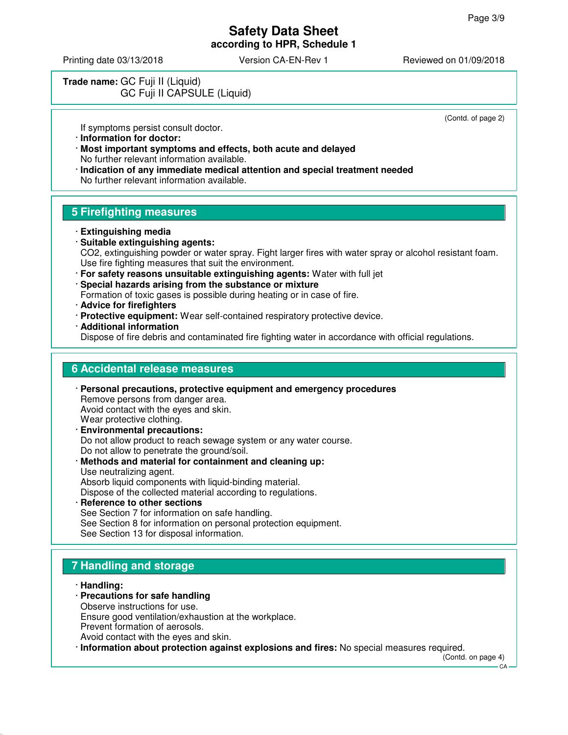**Trade name:** GC Fuji II (Liquid)
GC Fuji II CAPSULE (Liquid)

(Contd. of page 2)

If symptoms persist consult doctor.

· **Information for doctor:**
· **Most important symptoms and effects, both acute and delayed**
No further relevant information available.
· **Indication of any immediate medical attention and special treatment needed**
No further relevant information available.

## 5 Firefighting measures

· **Extinguishing media**
· **Suitable extinguishing agents:**
$CO_2$, extinguishing powder or water spray. Fight larger fires with water spray or alcohol resistant foam.
Use fire fighting measures that suit the environment.
· **For safety reasons unsuitable extinguishing agents:** Water with full jet
· **Special hazards arising from the substance or mixture**
Formation of toxic gases is possible during heating or in case of fire.
· **Advice for firefighters**
· **Protective equipment:** Wear self-contained respiratory protective device.
· **Additional information**
Dispose of fire debris and contaminated fire fighting water in accordance with official regulations.

## 6 Accidental release measures

· **Personal precautions, protective equipment and emergency procedures**
Remove persons from danger area.
Avoid contact with the eyes and skin.
Wear protective clothing.
· **Environmental precautions:**
Do not allow product to reach sewage system or any water course.
Do not allow to penetrate the ground/soil.
· **Methods and material for containment and cleaning up:**
Use neutralizing agent.
Absorb liquid components with liquid-binding material.
Dispose of the collected material according to regulations.
· **Reference to other sections**
See Section 7 for information on safe handling.
See Section 8 for information on personal protection equipment.
See Section 13 for disposal information.

## 7 Handling and storage

· **Handling:**
· **Precautions for safe handling**
Observe instructions for use.
Ensure good ventilation/exhaustion at the workplace.
Prevent formation of aerosols.
Avoid contact with the eyes and skin.
· **Information about protection against explosions and fires:** No special measures required.

(Contd. on page 4)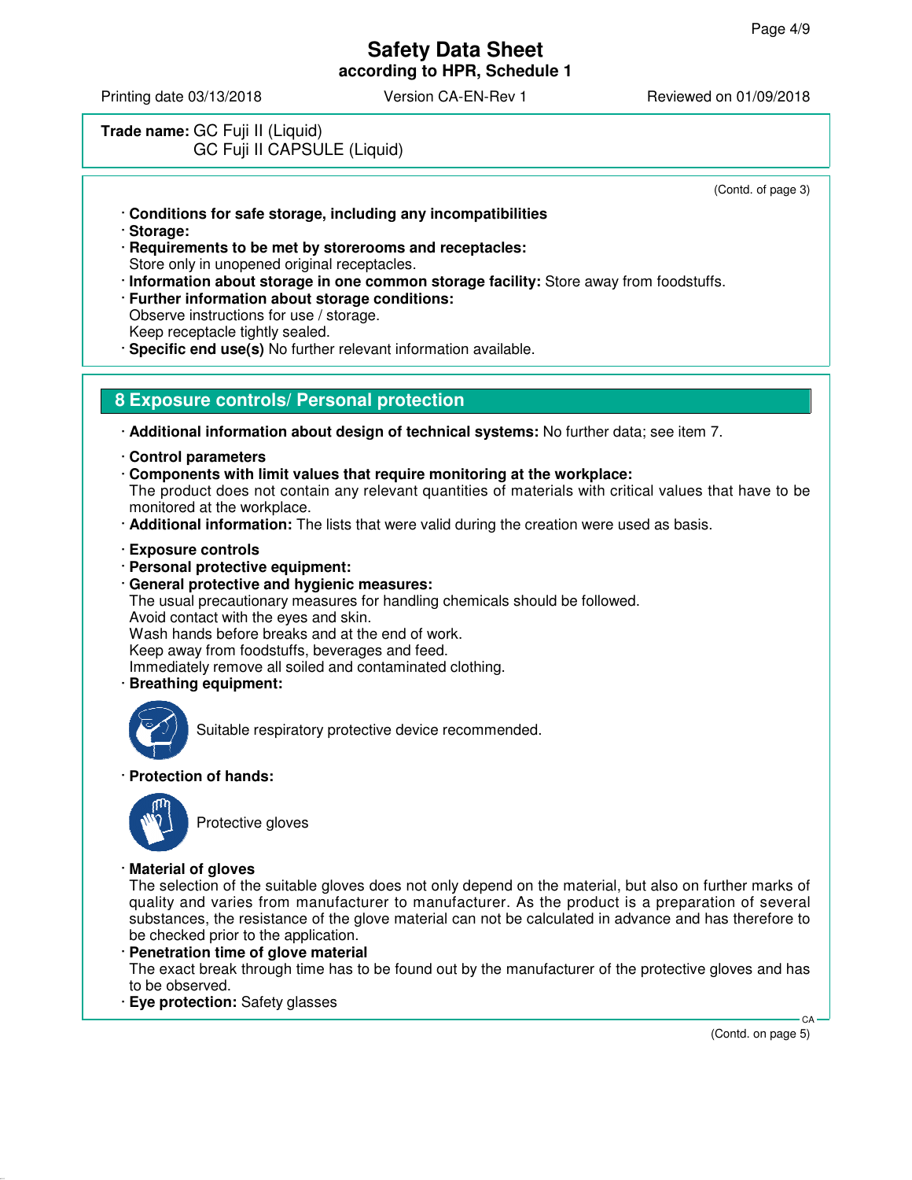**Trade name:** GC Fuji II (Liquid)
GC Fuji II CAPSULE (Liquid)

(Contd. of page 3)

· **Conditions for safe storage, including any incompatibilities**
· **Storage:**
· **Requirements to be met by storerooms and receptacles:**
Store only in unopened original receptacles.
· **Information about storage in one common storage facility:** Store away from foodstuffs.
· **Further information about storage conditions:**
Observe instructions for use / storage.
Keep receptacle tightly sealed.
· **Specific end use(s)** No further relevant information available.

## 8 Exposure controls/ Personal protection

· **Additional information about design of technical systems:** No further data; see item 7.

· **Control parameters**
· **Components with limit values that require monitoring at the workplace:**
The product does not contain any relevant quantities of materials with critical values that have to be monitored at the workplace.
· **Additional information:** The lists that were valid during the creation were used as basis.

· **Exposure controls**
· **Personal protective equipment:**
· **General protective and hygienic measures:**
The usual precautionary measures for handling chemicals should be followed.
Avoid contact with the eyes and skin.
Wash hands before breaks and at the end of work.
Keep away from foodstuffs, beverages and feed.
Immediately remove all soiled and contaminated clothing.
· **Breathing equipment:**

Suitable respiratory protective device recommended.

· **Protection of hands:**

Protective gloves

· **Material of gloves**
The selection of the suitable gloves does not only depend on the material, but also on further marks of quality and varies from manufacturer to manufacturer. As the product is a preparation of several substances, the resistance of the glove material can not be calculated in advance and has therefore to be checked prior to the application.
· **Penetration time of glove material**
The exact break through time has to be found out by the manufacturer of the protective gloves and has to be observed.
· **Eye protection:** Safety glasses

(Contd. on page 5)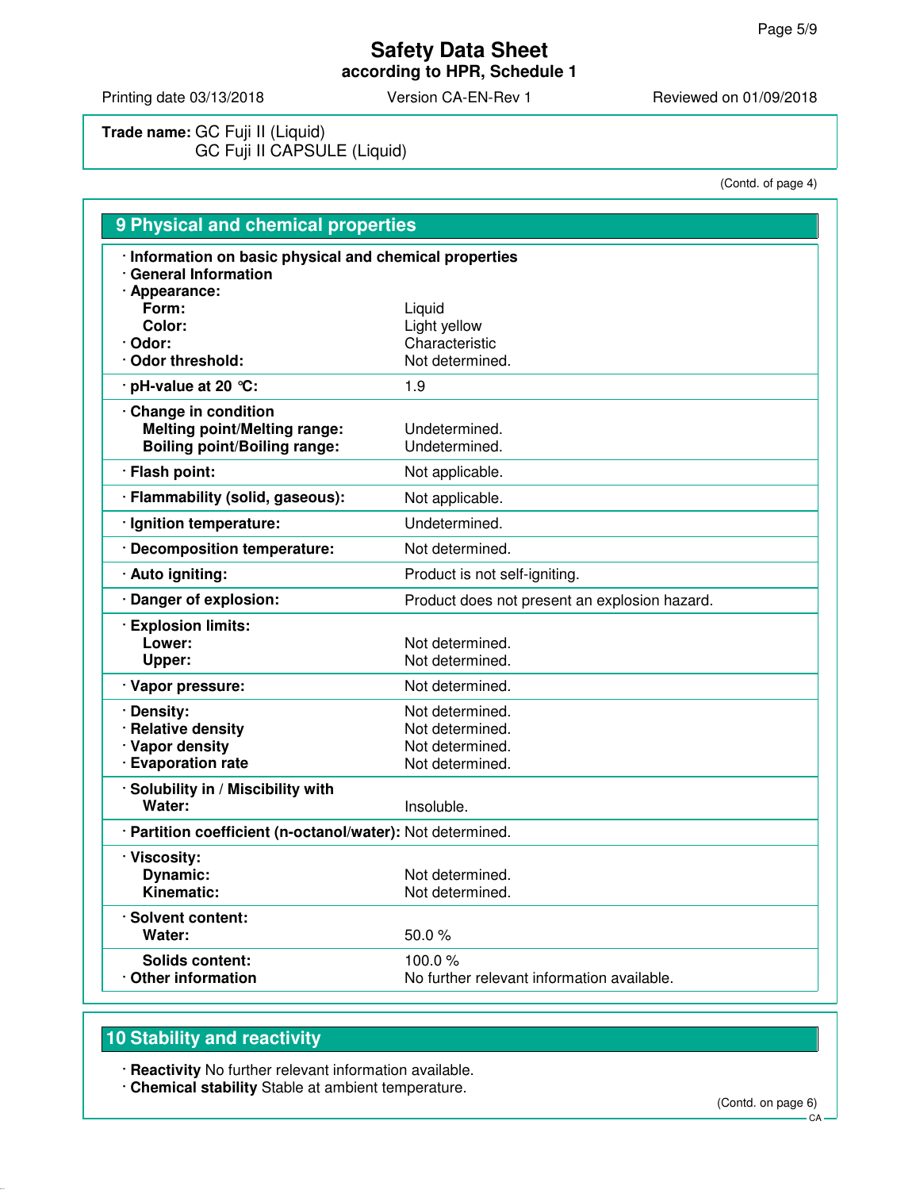**Trade name:** GC Fuji II (Liquid)
GC Fuji II CAPSULE (Liquid)

(Contd. of page 4)

## 9 Physical and chemical properties

- **Information on basic physical and chemical properties**
- **General Information**
- **Appearance:**

| | |
|---|---|
| **Form:** | Liquid |
| **Color:** | Light yellow |
| · **Odor:** | Characteristic |
| · **Odor threshold:** | Not determined. |
| · **pH-value at 20 °C:** | 1.9 |
| · **Change in condition** | |
| **Melting point/Melting range:** | Undetermined. |
| **Boiling point/Boiling range:** | Undetermined. |
| · **Flash point:** | Not applicable. |
| · **Flammability (solid, gaseous):** | Not applicable. |
| · **Ignition temperature:** | Undetermined. |
| · **Decomposition temperature:** | Not determined. |
| · **Auto igniting:** | Product is not self-igniting. |
| · **Danger of explosion:** | Product does not present an explosion hazard. |
| · **Explosion limits:** | |
| **Lower:** | Not determined. |
| **Upper:** | Not determined. |
| · **Vapor pressure:** | Not determined. |
| · **Density:** | Not determined. |
| · **Relative density** | Not determined. |
| · **Vapor density** | Not determined. |
| · **Evaporation rate** | Not determined. |
| · **Solubility in / Miscibility with** | |
| **Water:** | Insoluble. |
| · **Partition coefficient (n-octanol/water):** | Not determined. |
| · **Viscosity:** | |
| **Dynamic:** | Not determined. |
| **Kinematic:** | Not determined. |
| · **Solvent content:** | |
| **Water:** | 50.0 % |
| **Solids content:** | 100.0 % |
| · **Other information** | No further relevant information available. |

## 10 Stability and reactivity

- **Reactivity** No further relevant information available.
- **Chemical stability** Stable at ambient temperature.

(Contd. on page 6)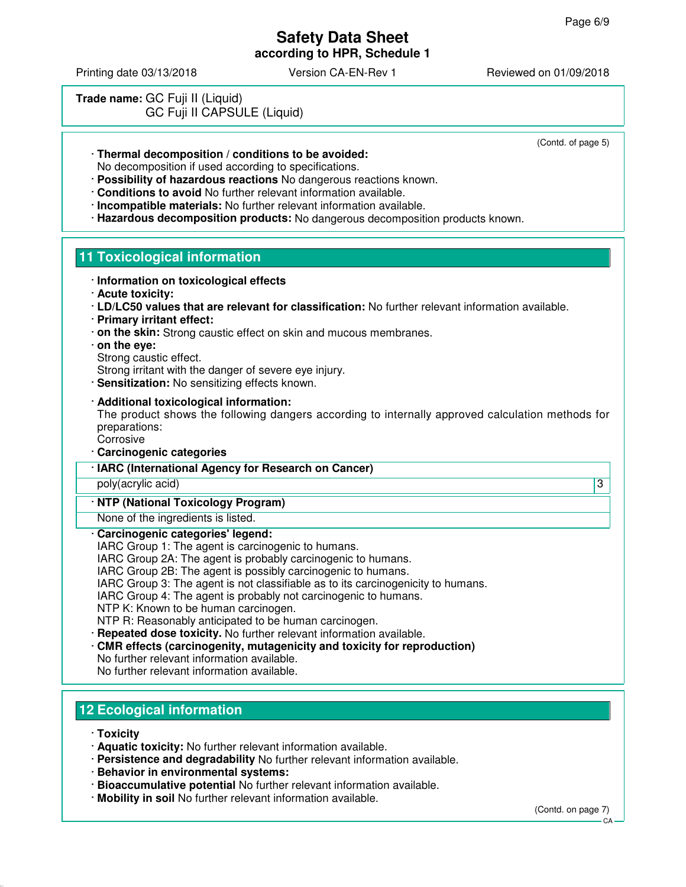**Trade name:** GC Fuji II (Liquid)
GC Fuji II CAPSULE (Liquid)

(Contd. of page 5)

· **Thermal decomposition / conditions to be avoided:**
No decomposition if used according to specifications.
· **Possibility of hazardous reactions** No dangerous reactions known.
· **Conditions to avoid** No further relevant information available.
· **Incompatible materials:** No further relevant information available.
· **Hazardous decomposition products:** No dangerous decomposition products known.

## 11 Toxicological information

· **Information on toxicological effects**
· **Acute toxicity:**
· **LD/LC50 values that are relevant for classification:** No further relevant information available.
· **Primary irritant effect:**
· **on the skin:** Strong caustic effect on skin and mucous membranes.
· **on the eye:**
Strong caustic effect.
Strong irritant with the danger of severe eye injury.
· **Sensitization:** No sensitizing effects known.

· **Additional toxicological information:**
The product shows the following dangers according to internally approved calculation methods for preparations:
Corrosive
· **Carcinogenic categories**

| · IARC (International Agency for Research on Cancer) | |
|---|---|
| poly(acrylic acid) | 3 |

| · NTP (National Toxicology Program) |
|---|
| None of the ingredients is listed. |

· **Carcinogenic categories' legend:**
IARC Group 1: The agent is carcinogenic to humans.
IARC Group 2A: The agent is probably carcinogenic to humans.
IARC Group 2B: The agent is possibly carcinogenic to humans.
IARC Group 3: The agent is not classifiable as to its carcinogenicity to humans.
IARC Group 4: The agent is probably not carcinogenic to humans.
NTP K: Known to be human carcinogen.
NTP R: Reasonably anticipated to be human carcinogen.
· **Repeated dose toxicity.** No further relevant information available.
· **CMR effects (carcinogenity, mutagenicity and toxicity for reproduction)**
No further relevant information available.
No further relevant information available.

## 12 Ecological information

· **Toxicity**
· **Aquatic toxicity:** No further relevant information available.
· **Persistence and degradability** No further relevant information available.
· **Behavior in environmental systems:**
· **Bioaccumulative potential** No further relevant information available.
· **Mobility in soil** No further relevant information available.

(Contd. on page 7)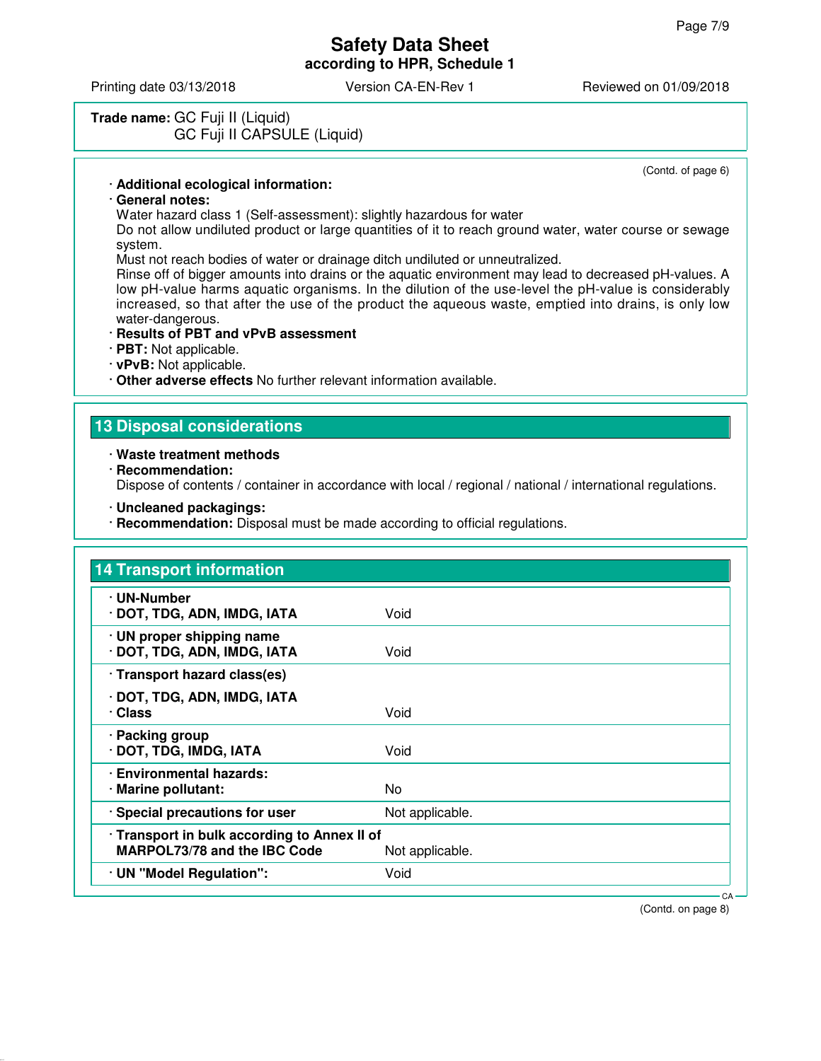**Trade name:** GC Fuji II (Liquid)
GC Fuji II CAPSULE (Liquid)

(Contd. of page 6)

· **Additional ecological information:**
· **General notes:**
Water hazard class 1 (Self-assessment): slightly hazardous for water
Do not allow undiluted product or large quantities of it to reach ground water, water course or sewage system.
Must not reach bodies of water or drainage ditch undiluted or unneutralized.
Rinse off of bigger amounts into drains or the aquatic environment may lead to decreased pH-values. A low pH-value harms aquatic organisms. In the dilution of the use-level the pH-value is considerably increased, so that after the use of the product the aqueous waste, emptied into drains, is only low water-dangerous.
· **Results of PBT and vPvB assessment**
· **PBT:** Not applicable.
· **vPvB:** Not applicable.
· **Other adverse effects** No further relevant information available.

## 13 Disposal considerations

· **Waste treatment methods**
· **Recommendation:**
Dispose of contents / container in accordance with local / regional / national / international regulations.

· **Uncleaned packagings:**
· **Recommendation:** Disposal must be made according to official regulations.

## 14 Transport information

| | |
|---|---|
| · **UN-Number**<br>· **DOT, TDG, ADN, IMDG, IATA** | Void |
| · **UN proper shipping name**<br>· **DOT, TDG, ADN, IMDG, IATA** | Void |
| · **Transport hazard class(es)**<br>· **DOT, TDG, ADN, IMDG, IATA**<br>· **Class** | Void |
| · **Packing group**<br>· **DOT, TDG, IMDG, IATA** | Void |
| · **Environmental hazards:**<br>· **Marine pollutant:** | No |
| · **Special precautions for user** | Not applicable. |
| · **Transport in bulk according to Annex II of MARPOL73/78 and the IBC Code** | Not applicable. |
| · **UN "Model Regulation":** | Void |

(Contd. on page 8)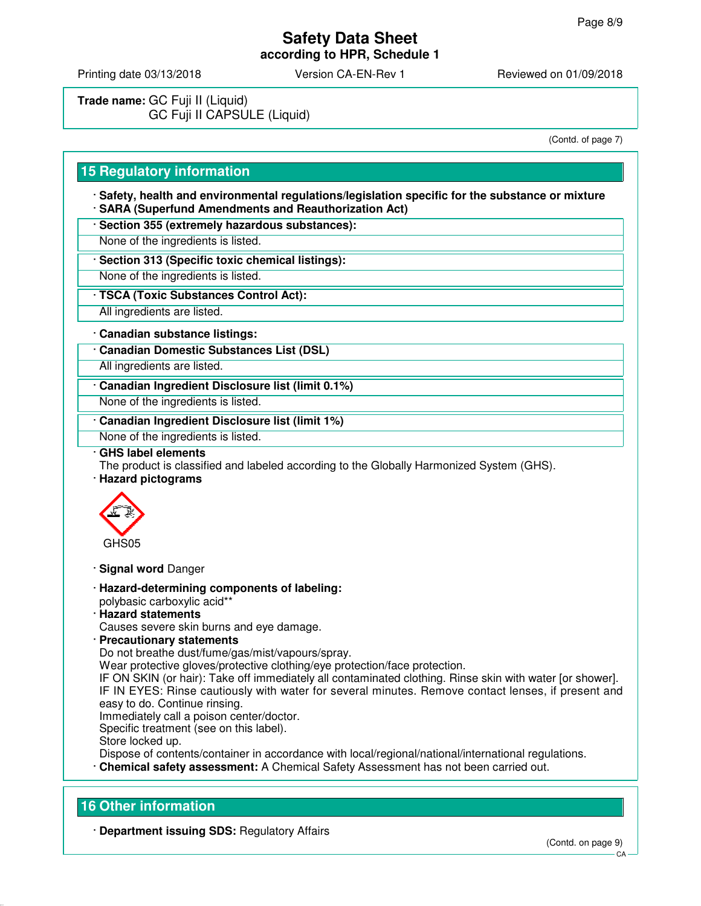**Trade name:** GC Fuji II (Liquid)
GC Fuji II CAPSULE (Liquid)

(Contd. of page 7)

## 15 Regulatory information

· **Safety, health and environmental regulations/legislation specific for the substance or mixture**
· **SARA (Superfund Amendments and Reauthorization Act)**

· **Section 355 (extremely hazardous substances):**
None of the ingredients is listed.

· **Section 313 (Specific toxic chemical listings):**
None of the ingredients is listed.

· **TSCA (Toxic Substances Control Act):**
All ingredients are listed.

· **Canadian substance listings:**

· **Canadian Domestic Substances List (DSL)**
All ingredients are listed.

· **Canadian Ingredient Disclosure list (limit 0.1%)**
None of the ingredients is listed.

· **Canadian Ingredient Disclosure list (limit 1%)**
None of the ingredients is listed.

· **GHS label elements**
The product is classified and labeled according to the Globally Harmonized System (GHS).
· **Hazard pictograms**

GHS05

· **Signal word** Danger

· **Hazard-determining components of labeling:**
polybasic carboxylic acid**
· **Hazard statements**
Causes severe skin burns and eye damage.
· **Precautionary statements**
Do not breathe dust/fume/gas/mist/vapours/spray.
Wear protective gloves/protective clothing/eye protection/face protection.
IF ON SKIN (or hair): Take off immediately all contaminated clothing. Rinse skin with water [or shower].
IF IN EYES: Rinse cautiously with water for several minutes. Remove contact lenses, if present and easy to do. Continue rinsing.
Immediately call a poison center/doctor.
Specific treatment (see on this label).
Store locked up.
Dispose of contents/container in accordance with local/regional/national/international regulations.
· **Chemical safety assessment:** A Chemical Safety Assessment has not been carried out.

## 16 Other information

· **Department issuing SDS:** Regulatory Affairs

(Contd. on page 9)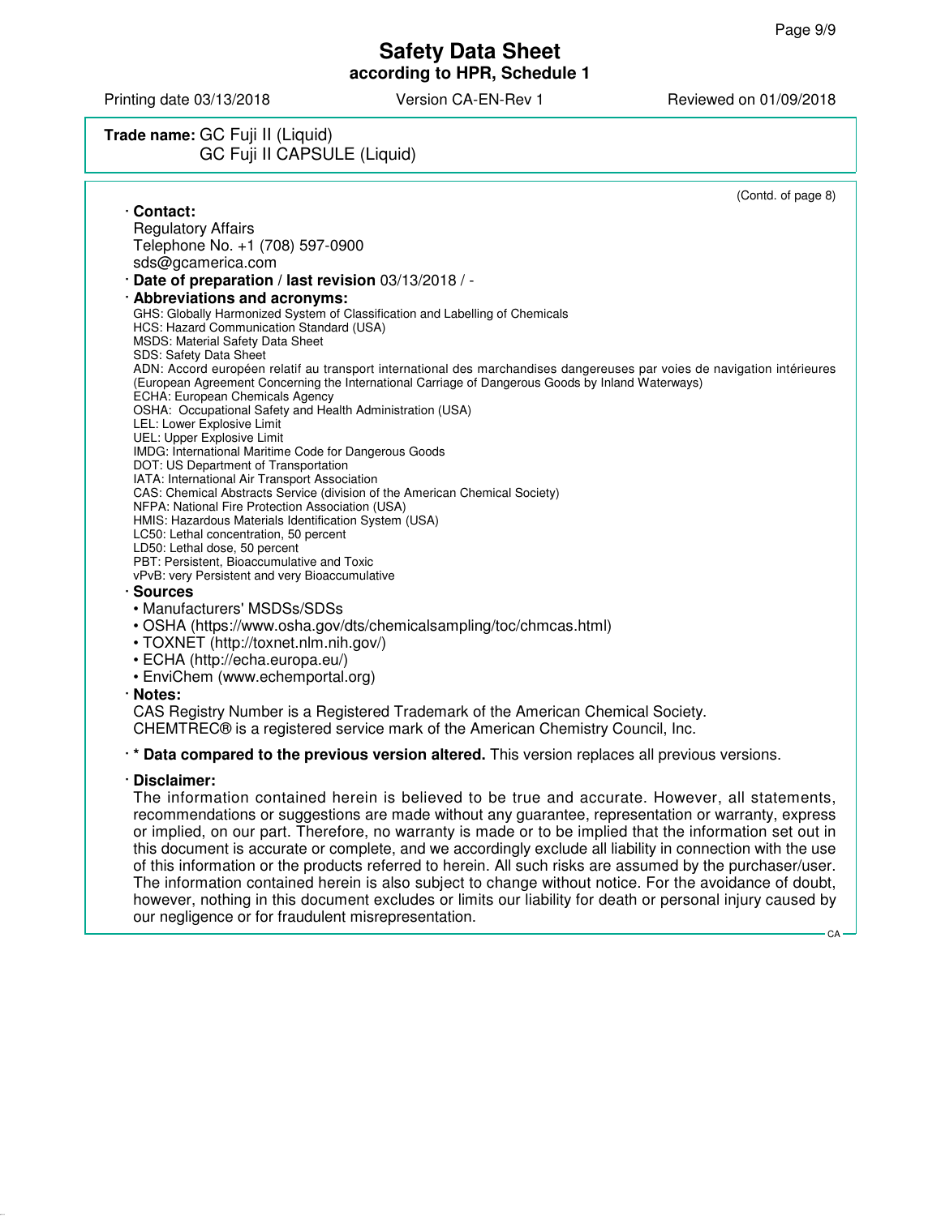# Safety Data Sheet
**according to HPR, Schedule 1**

Printing date 03/13/2018 Version CA-EN-Rev 1 Reviewed on 01/09/2018

**Trade name:** GC Fuji II (Liquid)
GC Fuji II CAPSULE (Liquid)

(Contd. of page 8)

· **Contact:**
Regulatory Affairs
Telephone No. +1 (708) 597-0900
sds@gcamerica.com

· **Date of preparation / last revision** 03/13/2018 / -

· **Abbreviations and acronyms:**
GHS: Globally Harmonized System of Classification and Labelling of Chemicals
HCS: Hazard Communication Standard (USA)
MSDS: Material Safety Data Sheet
SDS: Safety Data Sheet
ADN: Accord européen relatif au transport international des marchandises dangereuses par voies de navigation intérieures (European Agreement Concerning the International Carriage of Dangerous Goods by Inland Waterways)
ECHA: European Chemicals Agency
OSHA: Occupational Safety and Health Administration (USA)
LEL: Lower Explosive Limit
UEL: Upper Explosive Limit
IMDG: International Maritime Code for Dangerous Goods
DOT: US Department of Transportation
IATA: International Air Transport Association
CAS: Chemical Abstracts Service (division of the American Chemical Society)
NFPA: National Fire Protection Association (USA)
HMIS: Hazardous Materials Identification System (USA)
LC50: Lethal concentration, 50 percent
LD50: Lethal dose, 50 percent
PBT: Persistent, Bioaccumulative and Toxic
vPvB: very Persistent and very Bioaccumulative

· **Sources**
- Manufacturers' MSDSs/SDSs
- OSHA (https://www.osha.gov/dts/chemicalsampling/toc/chmcas.html)
- TOXNET (http://toxnet.nlm.nih.gov/)
- ECHA (http://echa.europa.eu/)
- EnviChem (www.echemportal.org)

· **Notes:**
CAS Registry Number is a Registered Trademark of the American Chemical Society.
CHEMTREC® is a registered service mark of the American Chemistry Council, Inc.

· **\* Data compared to the previous version altered.** This version replaces all previous versions.

· **Disclaimer:**
The information contained herein is believed to be true and accurate. However, all statements, recommendations or suggestions are made without any guarantee, representation or warranty, express or implied, on our part. Therefore, no warranty is made or to be implied that the information set out in this document is accurate or complete, and we accordingly exclude all liability in connection with the use of this information or the products referred to herein. All such risks are assumed by the purchaser/user. The information contained herein is also subject to change without notice. For the avoidance of doubt, however, nothing in this document excludes or limits our liability for death or personal injury caused by our negligence or for fraudulent misrepresentation.

CA